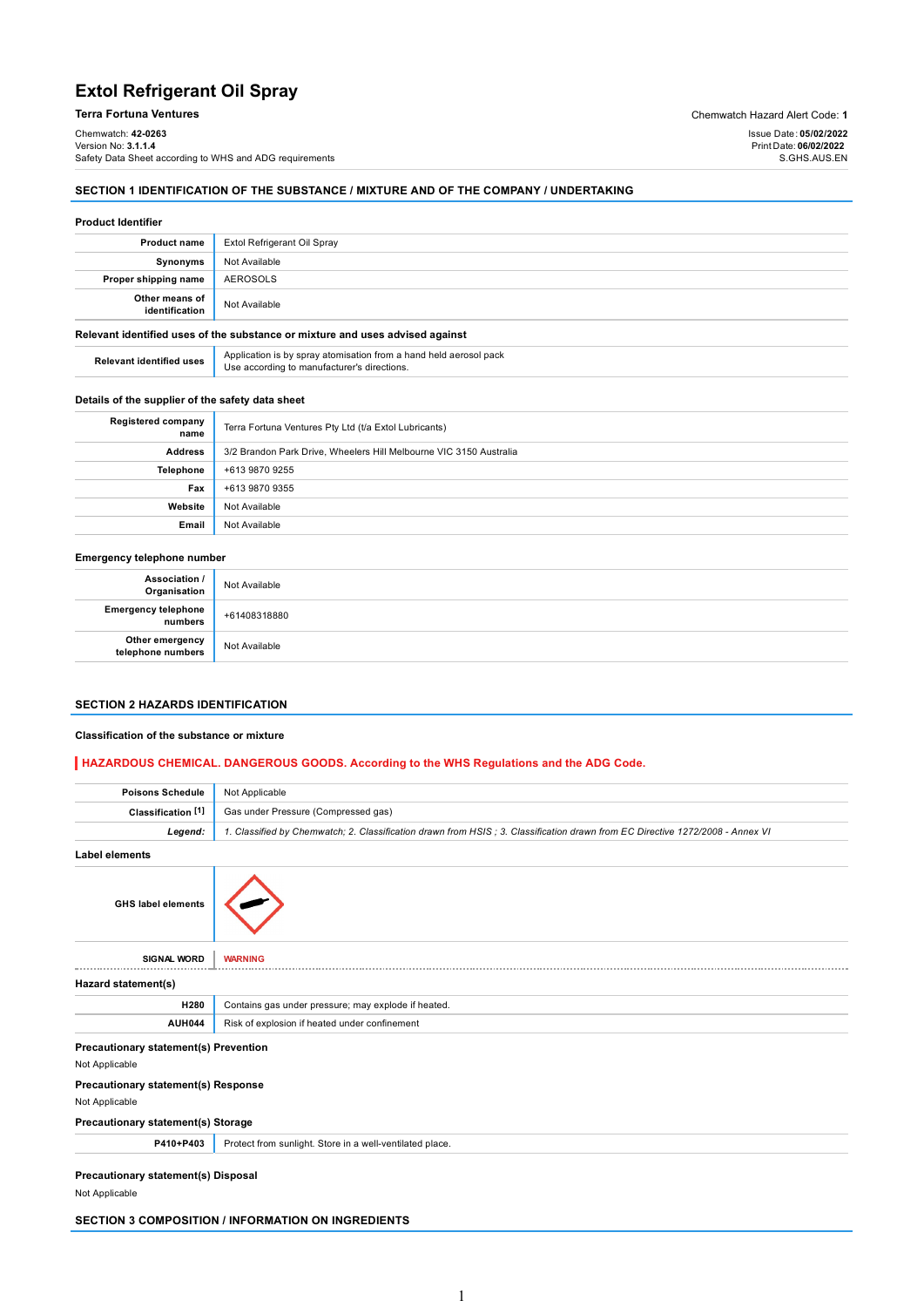# Extol Refrigerant Oil Spray

**Terra Fortuna Ventures**

Chemwatch Hazard Alert Code: **1**

Chemwatch: **42-0263**
Version No: **3.1.1.4**
Safety Data Sheet according to WHS and ADG requirements

Issue Date: **05/02/2022**
Print Date: **06/02/2022**
S.GHS.AUS.EN

## SECTION 1 IDENTIFICATION OF THE SUBSTANCE / MIXTURE AND OF THE COMPANY / UNDERTAKING

### Product Identifier

| | |
|---|---|
| **Product name** | Extol Refrigerant Oil Spray |
| **Synonyms** | Not Available |
| **Proper shipping name** | AEROSOLS |
| **Other means of identification** | Not Available |

### Relevant identified uses of the substance or mixture and uses advised against

| | |
|---|---|
| **Relevant identified uses** | Application is by spray atomisation from a hand held aerosol pack<br>Use according to manufacturer's directions. |

### Details of the supplier of the safety data sheet

| | |
|---|---|
| **Registered company name** | Terra Fortuna Ventures Pty Ltd (t/a Extol Lubricants) |
| **Address** | 3/2 Brandon Park Drive, Wheelers Hill Melbourne VIC 3150 Australia |
| **Telephone** | +613 9870 9255 |
| **Fax** | +613 9870 9355 |
| **Website** | Not Available |
| **Email** | Not Available |

### Emergency telephone number

| | |
|---|---|
| **Association / Organisation** | Not Available |
| **Emergency telephone numbers** | +61408318880 |
| **Other emergency telephone numbers** | Not Available |

## SECTION 2 HAZARDS IDENTIFICATION

### Classification of the substance or mixture

**HAZARDOUS CHEMICAL. DANGEROUS GOODS. According to the WHS Regulations and the ADG Code.**

| | |
|---|---|
| **Poisons Schedule** | Not Applicable |
| **Classification [1]** | Gas under Pressure (Compressed gas) |
| ***Legend:*** | *1. Classified by Chemwatch; 2. Classification drawn from HSIS ; 3. Classification drawn from EC Directive 1272/2008 - Annex VI* |

### Label elements

| | |
|---|---|
| **GHS label elements** | |
| **SIGNAL WORD** | **WARNING** |

### Hazard statement(s)

| | |
|---|---|
| **H280** | Contains gas under pressure; may explode if heated. |
| **AUH044** | Risk of explosion if heated under confinement |

### Precautionary statement(s) Prevention

Not Applicable

### Precautionary statement(s) Response

Not Applicable

### Precautionary statement(s) Storage

| | |
|---|---|
| **P410+P403** | Protect from sunlight. Store in a well-ventilated place. |

### Precautionary statement(s) Disposal

Not Applicable

## SECTION 3 COMPOSITION / INFORMATION ON INGREDIENTS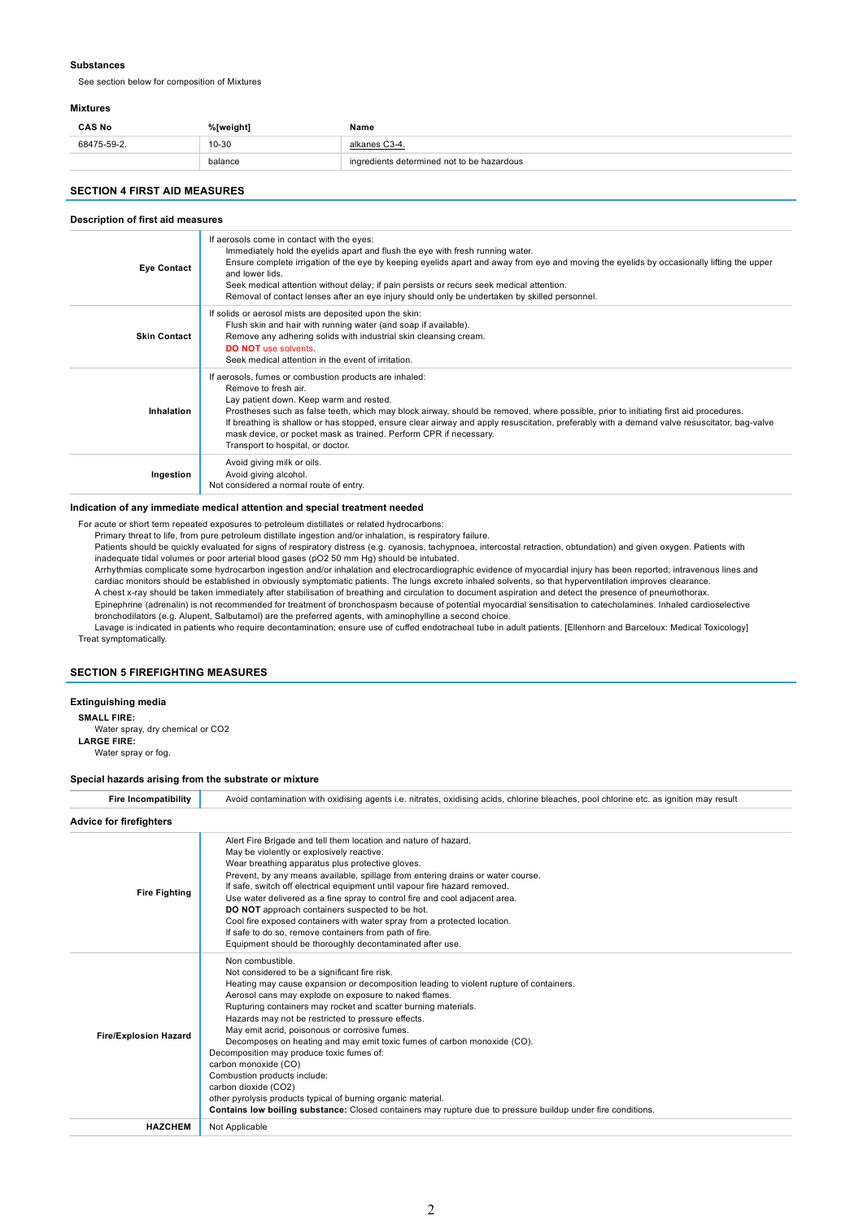#### Substances

See section below for composition of Mixtures

#### Mixtures

| CAS No | %[weight] | Name |
|---|---|---|
| 68475-59-2. | 10-30 | alkanes C3-4. |
| | balance | ingredients determined not to be hazardous |

## SECTION 4 FIRST AID MEASURES

### Description of first aid measures

| | |
|---|---|
| **Eye Contact** | If aerosols come in contact with the eyes:<br>Immediately hold the eyelids apart and flush the eye with fresh running water.<br>Ensure complete irrigation of the eye by keeping eyelids apart and away from eye and moving the eyelids by occasionally lifting the upper and lower lids.<br>Seek medical attention without delay; if pain persists or recurs seek medical attention.<br>Removal of contact lenses after an eye injury should only be undertaken by skilled personnel. |
| **Skin Contact** | If solids or aerosol mists are deposited upon the skin:<br>Flush skin and hair with running water (and soap if available).<br>Remove any adhering solids with industrial skin cleansing cream.<br>**DO NOT** use solvents.<br>Seek medical attention in the event of irritation. |
| **Inhalation** | If aerosols, fumes or combustion products are inhaled:<br>Remove to fresh air.<br>Lay patient down. Keep warm and rested.<br>Prostheses such as false teeth, which may block airway, should be removed, where possible, prior to initiating first aid procedures.<br>If breathing is shallow or has stopped, ensure clear airway and apply resuscitation, preferably with a demand valve resuscitator, bag-valve mask device, or pocket mask as trained. Perform CPR if necessary.<br>Transport to hospital, or doctor. |
| **Ingestion** | Avoid giving milk or oils.<br>Avoid giving alcohol.<br>Not considered a normal route of entry. |

### Indication of any immediate medical attention and special treatment needed

For acute or short term repeated exposures to petroleum distillates or related hydrocarbons:

Primary threat to life, from pure petroleum distillate ingestion and/or inhalation, is respiratory failure.

Patients should be quickly evaluated for signs of respiratory distress (e.g. cyanosis, tachypnoea, intercostal retraction, obtundation) and given oxygen. Patients with inadequate tidal volumes or poor arterial blood gases ($pO_2$ 50 mm Hg) should be intubated.

Arrhythmias complicate some hydrocarbon ingestion and/or inhalation and electrocardiographic evidence of myocardial injury has been reported; intravenous lines and cardiac monitors should be established in obviously symptomatic patients. The lungs excrete inhaled solvents, so that hyperventilation improves clearance.

A chest x-ray should be taken immediately after stabilisation of breathing and circulation to document aspiration and detect the presence of pneumothorax.

Epinephrine (adrenalin) is not recommended for treatment of bronchospasm because of potential myocardial sensitisation to catecholamines. Inhaled cardioselective bronchodilators (e.g. Alupent, Salbutamol) are the preferred agents, with aminophylline a second choice.

Lavage is indicated in patients who require decontamination; ensure use of cuffed endotracheal tube in adult patients. [Ellenhorn and Barceloux: Medical Toxicology]

Treat symptomatically.

## SECTION 5 FIREFIGHTING MEASURES

### Extinguishing media

**SMALL FIRE:**
Water spray, dry chemical or $CO_2$

**LARGE FIRE:**
Water spray or fog.

### Special hazards arising from the substrate or mixture

| | |
|---|---|
| **Fire Incompatibility** | Avoid contamination with oxidising agents i.e. nitrates, oxidising acids, chlorine bleaches, pool chlorine etc. as ignition may result |

### Advice for firefighters

| | |
|---|---|
| **Fire Fighting** | Alert Fire Brigade and tell them location and nature of hazard.<br>May be violently or explosively reactive.<br>Wear breathing apparatus plus protective gloves.<br>Prevent, by any means available, spillage from entering drains or water course.<br>If safe, switch off electrical equipment until vapour fire hazard removed.<br>Use water delivered as a fine spray to control fire and cool adjacent area.<br>**DO NOT** approach containers suspected to be hot.<br>Cool fire exposed containers with water spray from a protected location.<br>If safe to do so, remove containers from path of fire.<br>Equipment should be thoroughly decontaminated after use. |
| **Fire/Explosion Hazard** | Non combustible.<br>Not considered to be a significant fire risk.<br>Heating may cause expansion or decomposition leading to violent rupture of containers.<br>Aerosol cans may explode on exposure to naked flames.<br>Rupturing containers may rocket and scatter burning materials.<br>Hazards may not be restricted to pressure effects.<br>May emit acrid, poisonous or corrosive fumes.<br>Decomposes on heating and may emit toxic fumes of carbon monoxide (CO).<br>Decomposition may produce toxic fumes of:<br>carbon monoxide (CO)<br>Combustion products include:<br>carbon dioxide ($CO_2$)<br>other pyrolysis products typical of burning organic material.<br>**Contains low boiling substance:** Closed containers may rupture due to pressure buildup under fire conditions. |
| **HAZCHEM** | Not Applicable |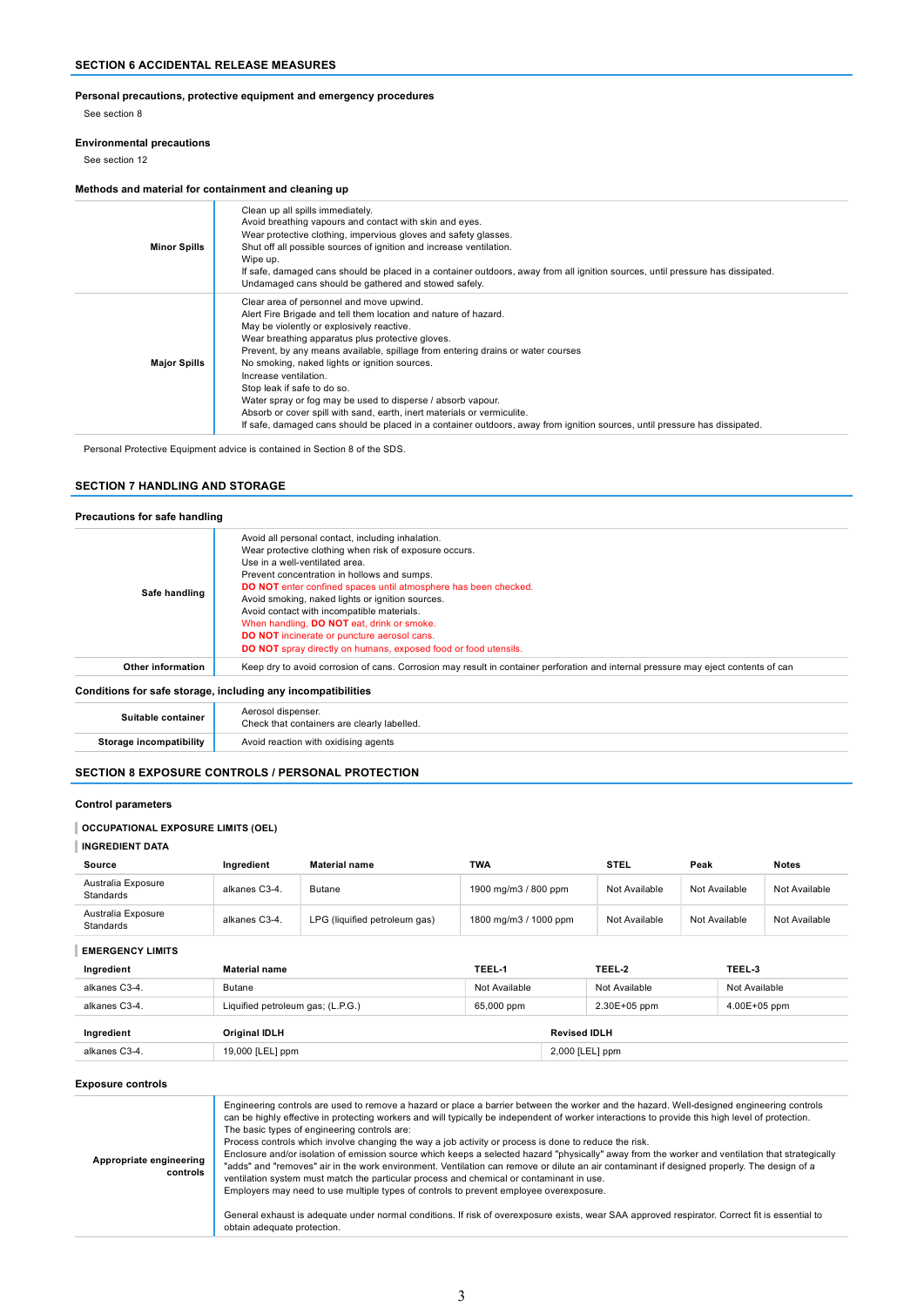## SECTION 6 ACCIDENTAL RELEASE MEASURES

### Personal precautions, protective equipment and emergency procedures

See section 8

### Environmental precautions

See section 12

### Methods and material for containment and cleaning up

| | |
|---|---|
| **Minor Spills** | Clean up all spills immediately.<br>Avoid breathing vapours and contact with skin and eyes.<br>Wear protective clothing, impervious gloves and safety glasses.<br>Shut off all possible sources of ignition and increase ventilation.<br>Wipe up.<br>If safe, damaged cans should be placed in a container outdoors, away from all ignition sources, until pressure has dissipated.<br>Undamaged cans should be gathered and stowed safely. |
| **Major Spills** | Clear area of personnel and move upwind.<br>Alert Fire Brigade and tell them location and nature of hazard.<br>May be violently or explosively reactive.<br>Wear breathing apparatus plus protective gloves.<br>Prevent, by any means available, spillage from entering drains or water courses<br>No smoking, naked lights or ignition sources.<br>Increase ventilation.<br>Stop leak if safe to do so.<br>Water spray or fog may be used to disperse / absorb vapour.<br>Absorb or cover spill with sand, earth, inert materials or vermiculite.<br>If safe, damaged cans should be placed in a container outdoors, away from ignition sources, until pressure has dissipated. |

Personal Protective Equipment advice is contained in Section 8 of the SDS.

## SECTION 7 HANDLING AND STORAGE

### Precautions for safe handling

| | |
|---|---|
| **Safe handling** | Avoid all personal contact, including inhalation.<br>Wear protective clothing when risk of exposure occurs.<br>Use in a well-ventilated area.<br>Prevent concentration in hollows and sumps.<br>**DO NOT** enter confined spaces until atmosphere has been checked.<br>Avoid smoking, naked lights or ignition sources.<br>Avoid contact with incompatible materials.<br>When handling, **DO NOT** eat, drink or smoke.<br>**DO NOT** incinerate or puncture aerosol cans.<br>**DO NOT** spray directly on humans, exposed food or food utensils. |
| **Other information** | Keep dry to avoid corrosion of cans. Corrosion may result in container perforation and internal pressure may eject contents of can |

### Conditions for safe storage, including any incompatibilities

| | |
|---|---|
| **Suitable container** | Aerosol dispenser.<br>Check that containers are clearly labelled. |
| **Storage incompatibility** | Avoid reaction with oxidising agents |

## SECTION 8 EXPOSURE CONTROLS / PERSONAL PROTECTION

### Control parameters

**OCCUPATIONAL EXPOSURE LIMITS (OEL)**

**INGREDIENT DATA**

| Source | Ingredient | Material name | TWA | STEL | Peak | Notes |
|---|---|---|---|---|---|---|
| Australia Exposure Standards | alkanes C3-4. | Butane | 1900 mg/m3 / 800 ppm | Not Available | Not Available | Not Available |
| Australia Exposure Standards | alkanes C3-4. | LPG (liquified petroleum gas) | 1800 mg/m3 / 1000 ppm | Not Available | Not Available | Not Available |

**EMERGENCY LIMITS**

| Ingredient | Material name | TEEL-1 | TEEL-2 | TEEL-3 |
|---|---|---|---|---|
| alkanes C3-4. | Butane | Not Available | Not Available | Not Available |
| alkanes C3-4. | Liquified petroleum gas; (L.P.G.) | 65,000 ppm | 2.30E+05 ppm | 4.00E+05 ppm |

| Ingredient | Original IDLH | Revised IDLH |
|---|---|---|
| alkanes C3-4. | 19,000 [LEL] ppm | 2,000 [LEL] ppm |

### Exposure controls

| | |
|---|---|
| **Appropriate engineering controls** | Engineering controls are used to remove a hazard or place a barrier between the worker and the hazard. Well-designed engineering controls can be highly effective in protecting workers and will typically be independent of worker interactions to provide this high level of protection.<br>The basic types of engineering controls are:<br>Process controls which involve changing the way a job activity or process is done to reduce the risk.<br>Enclosure and/or isolation of emission source which keeps a selected hazard "physically" away from the worker and ventilation that strategically "adds" and "removes" air in the work environment. Ventilation can remove or dilute an air contaminant if designed properly. The design of a ventilation system must match the particular process and chemical or contaminant in use.<br>Employers may need to use multiple types of controls to prevent employee overexposure.<br><br>General exhaust is adequate under normal conditions. If risk of overexposure exists, wear SAA approved respirator. Correct fit is essential to obtain adequate protection. |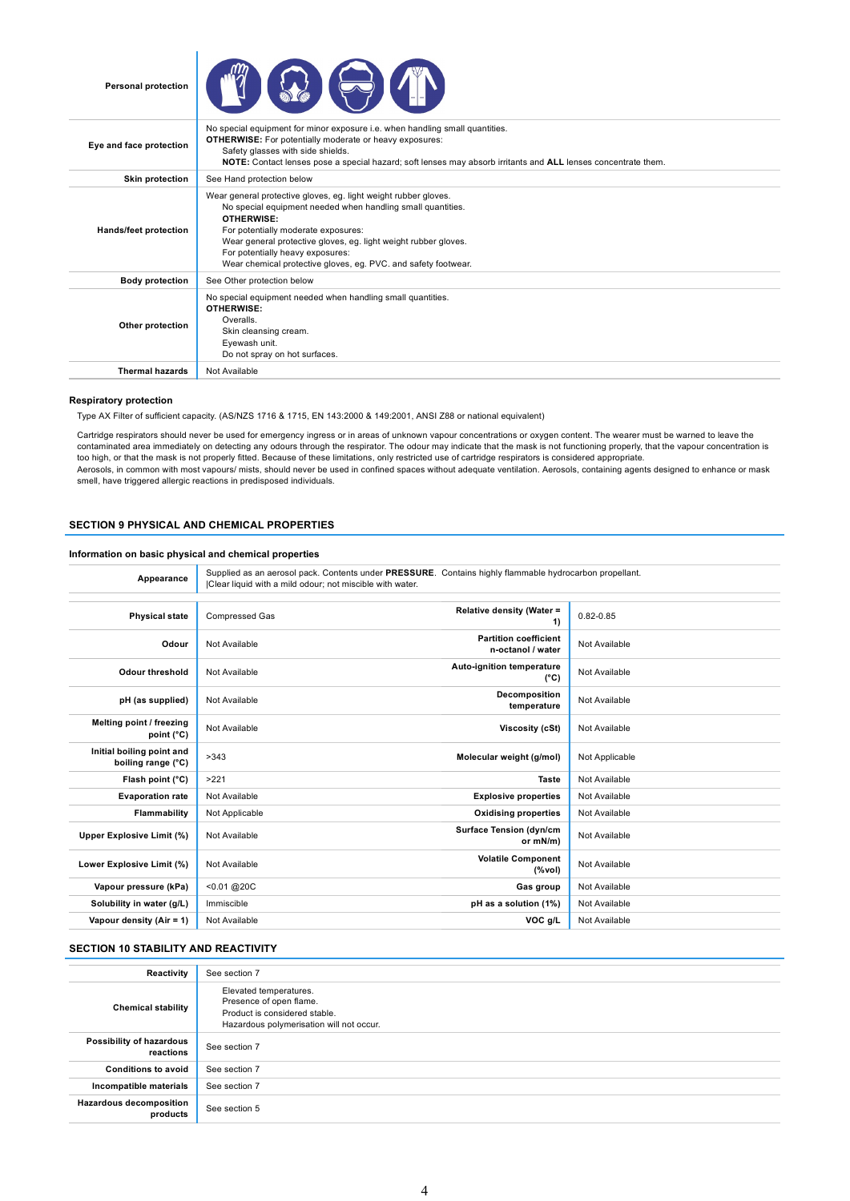| | |
|---|---|
| **Personal protection** | |
| **Eye and face protection** | No special equipment for minor exposure i.e. when handling small quantities.<br>**OTHERWISE:** For potentially moderate or heavy exposures:<br>Safety glasses with side shields.<br>**NOTE:** Contact lenses pose a special hazard; soft lenses may absorb irritants and **ALL** lenses concentrate them. |
| **Skin protection** | See Hand protection below |
| **Hands/feet protection** | Wear general protective gloves, eg. light weight rubber gloves.<br>No special equipment needed when handling small quantities.<br>**OTHERWISE:**<br>For potentially moderate exposures:<br>Wear general protective gloves, eg. light weight rubber gloves.<br>For potentially heavy exposures:<br>Wear chemical protective gloves, eg. PVC. and safety footwear. |
| **Body protection** | See Other protection below |
| **Other protection** | No special equipment needed when handling small quantities.<br>**OTHERWISE:**<br>Overalls.<br>Skin cleansing cream.<br>Eyewash unit.<br>Do not spray on hot surfaces. |
| **Thermal hazards** | Not Available |

### Respiratory protection

Type AX Filter of sufficient capacity. (AS/NZS 1716 & 1715, EN 143:2000 & 149:2001, ANSI Z88 or national equivalent)

Cartridge respirators should never be used for emergency ingress or in areas of unknown vapour concentrations or oxygen content. The wearer must be warned to leave the contaminated area immediately on detecting any odours through the respirator. The odour may indicate that the mask is not functioning properly, that the vapour concentration is too high, or that the mask is not properly fitted. Because of these limitations, only restricted use of cartridge respirators is considered appropriate.
Aerosols, in common with most vapours/ mists, should never be used in confined spaces without adequate ventilation. Aerosols, containing agents designed to enhance or mask smell, have triggered allergic reactions in predisposed individuals.

## SECTION 9 PHYSICAL AND CHEMICAL PROPERTIES

### Information on basic physical and chemical properties

| | |
|---|---|
| **Appearance** | Supplied as an aerosol pack. Contents under **PRESSURE**. Contains highly flammable hydrocarbon propellant.<br>\|Clear liquid with a mild odour; not miscible with water. |

| | | | |
|---|---|---|---|
| **Physical state** | Compressed Gas | **Relative density (Water = 1)** | 0.82-0.85 |
| **Odour** | Not Available | **Partition coefficient n-octanol / water** | Not Available |
| **Odour threshold** | Not Available | **Auto-ignition temperature (°C)** | Not Available |
| **pH (as supplied)** | Not Available | **Decomposition temperature** | Not Available |
| **Melting point / freezing point (°C)** | Not Available | **Viscosity (cSt)** | Not Available |
| **Initial boiling point and boiling range (°C)** | >343 | **Molecular weight (g/mol)** | Not Applicable |
| **Flash point (°C)** | >221 | **Taste** | Not Available |
| **Evaporation rate** | Not Available | **Explosive properties** | Not Available |
| **Flammability** | Not Applicable | **Oxidising properties** | Not Available |
| **Upper Explosive Limit (%)** | Not Available | **Surface Tension (dyn/cm or mN/m)** | Not Available |
| **Lower Explosive Limit (%)** | Not Available | **Volatile Component (%vol)** | Not Available |
| **Vapour pressure (kPa)** | <0.01 @20C | **Gas group** | Not Available |
| **Solubility in water (g/L)** | Immiscible | **pH as a solution (1%)** | Not Available |
| **Vapour density (Air = 1)** | Not Available | **VOC g/L** | Not Available |

## SECTION 10 STABILITY AND REACTIVITY

| | |
|---|---|
| **Reactivity** | See section 7 |
| **Chemical stability** | Elevated temperatures.<br>Presence of open flame.<br>Product is considered stable.<br>Hazardous polymerisation will not occur. |
| **Possibility of hazardous reactions** | See section 7 |
| **Conditions to avoid** | See section 7 |
| **Incompatible materials** | See section 7 |
| **Hazardous decomposition products** | See section 5 |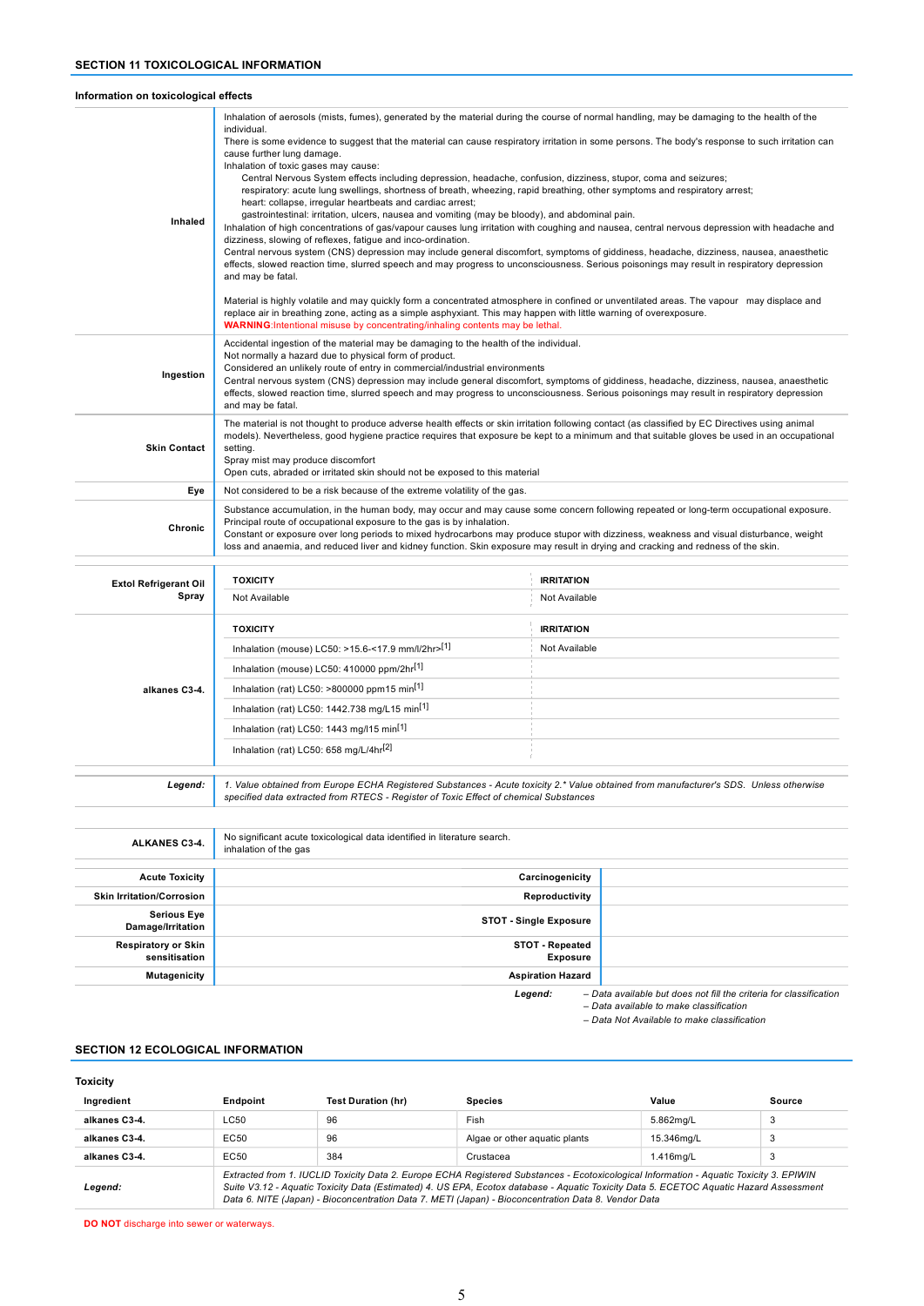## SECTION 11 TOXICOLOGICAL INFORMATION

### Information on toxicological effects

| | |
|---|---|
| **Inhaled** | Inhalation of aerosols (mists, fumes), generated by the material during the course of normal handling, may be damaging to the health of the individual.<br>There is some evidence to suggest that the material can cause respiratory irritation in some persons. The body's response to such irritation can cause further lung damage.<br>Inhalation of toxic gases may cause:<br>Central Nervous System effects including depression, headache, confusion, dizziness, stupor, coma and seizures;<br>respiratory: acute lung swellings, shortness of breath, wheezing, rapid breathing, other symptoms and respiratory arrest;<br>heart: collapse, irregular heartbeats and cardiac arrest;<br>gastrointestinal: irritation, ulcers, nausea and vomiting (may be bloody), and abdominal pain.<br>Inhalation of high concentrations of gas/vapour causes lung irritation with coughing and nausea, central nervous depression with headache and dizziness, slowing of reflexes, fatigue and inco-ordination.<br>Central nervous system (CNS) depression may include general discomfort, symptoms of giddiness, headache, dizziness, nausea, anaesthetic effects, slowed reaction time, slurred speech and may progress to unconsciousness. Serious poisonings may result in respiratory depression and may be fatal.<br><br>Material is highly volatile and may quickly form a concentrated atmosphere in confined or unventilated areas. The vapour may displace and replace air in breathing zone, acting as a simple asphyxiant. This may happen with little warning of overexposure.<br>**WARNING**:Intentional misuse by concentrating/inhaling contents may be lethal. |
| **Ingestion** | Accidental ingestion of the material may be damaging to the health of the individual.<br>Not normally a hazard due to physical form of product.<br>Considered an unlikely route of entry in commercial/industrial environments<br>Central nervous system (CNS) depression may include general discomfort, symptoms of giddiness, headache, dizziness, nausea, anaesthetic effects, slowed reaction time, slurred speech and may progress to unconsciousness. Serious poisonings may result in respiratory depression and may be fatal. |
| **Skin Contact** | The material is not thought to produce adverse health effects or skin irritation following contact (as classified by EC Directives using animal models). Nevertheless, good hygiene practice requires that exposure be kept to a minimum and that suitable gloves be used in an occupational setting.<br>Spray mist may produce discomfort<br>Open cuts, abraded or irritated skin should not be exposed to this material |
| **Eye** | Not considered to be a risk because of the extreme volatility of the gas. |
| **Chronic** | Substance accumulation, in the human body, may occur and may cause some concern following repeated or long-term occupational exposure.<br>Principal route of occupational exposure to the gas is by inhalation.<br>Constant or exposure over long periods to mixed hydrocarbons may produce stupor with dizziness, weakness and visual disturbance, weight loss and anaemia, and reduced liver and kidney function. Skin exposure may result in drying and cracking and redness of the skin. |

| | TOXICITY | IRRITATION |
|---|---|---|
| **Extol Refrigerant Oil Spray** | Not Available | Not Available |

| | TOXICITY | IRRITATION |
|---|---|---|
| **alkanes C3-4.** | Inhalation (mouse) LC50: >15.6-<17.9 mm/l/2hr[1] | Not Available |
| | Inhalation (mouse) LC50: 410000 ppm/2hr[1] | |
| | Inhalation (rat) LC50: >800000 ppm15 min[1] | |
| | Inhalation (rat) LC50: 1442.738 mg/L15 min[1] | |
| | Inhalation (rat) LC50: 1443 mg/l15 min[1] | |
| | Inhalation (rat) LC50: 658 mg/L/4hr[2] | |

| | |
|---|---|
| ***Legend:*** | *1. Value obtained from Europe ECHA Registered Substances - Acute toxicity 2.\* Value obtained from manufacturer's SDS. Unless otherwise specified data extracted from RTECS - Register of Toxic Effect of chemical Substances* |

| | |
|---|---|
| **ALKANES C3-4.** | No significant acute toxicological data identified in literature search.<br>inhalation of the gas |

| | | | |
|---|---|---|---|
| **Acute Toxicity** | | **Carcinogenicity** | |
| **Skin Irritation/Corrosion** | | **Reproductivity** | |
| **Serious Eye Damage/Irritation** | | **STOT - Single Exposure** | |
| **Respiratory or Skin sensitisation** | | **STOT - Repeated Exposure** | |
| **Mutagenicity** | | **Aspiration Hazard** | |

***Legend:***
*– Data available but does not fill the criteria for classification*
*– Data available to make classification*
*– Data Not Available to make classification*

## SECTION 12 ECOLOGICAL INFORMATION

### Toxicity

| Ingredient | Endpoint | Test Duration (hr) | Species | Value | Source |
|---|---|---|---|---|---|
| **alkanes C3-4.** | LC50 | 96 | Fish | 5.862mg/L | 3 |
| **alkanes C3-4.** | EC50 | 96 | Algae or other aquatic plants | 15.346mg/L | 3 |
| **alkanes C3-4.** | EC50 | 384 | Crustacea | 1.416mg/L | 3 |
| ***Legend:*** | *Extracted from 1. IUCLID Toxicity Data 2. Europe ECHA Registered Substances - Ecotoxicological Information - Aquatic Toxicity 3. EPIWIN Suite V3.12 - Aquatic Toxicity Data (Estimated) 4. US EPA, Ecotox database - Aquatic Toxicity Data 5. ECETOC Aquatic Hazard Assessment Data 6. NITE (Japan) - Bioconcentration Data 7. METI (Japan) - Bioconcentration Data 8. Vendor Data* | | | | |

**DO NOT** discharge into sewer or waterways.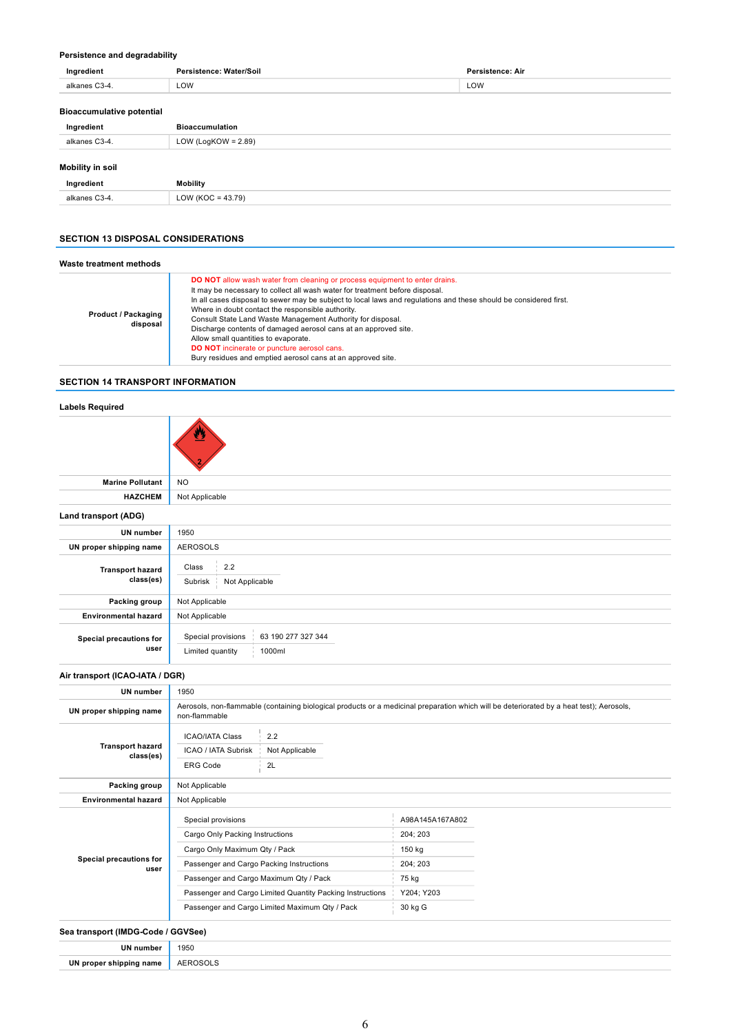#### Persistence and degradability

| Ingredient | Persistence: Water/Soil | Persistence: Air |
|---|---|---|
| alkanes C3-4. | LOW | LOW |

#### Bioaccumulative potential

| Ingredient | Bioaccumulation |
|---|---|
| alkanes C3-4. | LOW (LogKOW = 2.89) |

#### Mobility in soil

| Ingredient | Mobility |
|---|---|
| alkanes C3-4. | LOW (KOC = 43.79) |

## SECTION 13 DISPOSAL CONSIDERATIONS

#### Waste treatment methods

| | |
|---|---|
| **Product / Packaging disposal** | **DO NOT** allow wash water from cleaning or process equipment to enter drains.<br>It may be necessary to collect all wash water for treatment before disposal.<br>In all cases disposal to sewer may be subject to local laws and regulations and these should be considered first.<br>Where in doubt contact the responsible authority.<br>Consult State Land Waste Management Authority for disposal.<br>Discharge contents of damaged aerosol cans at an approved site.<br>Allow small quantities to evaporate.<br>**DO NOT** incinerate or puncture aerosol cans.<br>Bury residues and emptied aerosol cans at an approved site. |

## SECTION 14 TRANSPORT INFORMATION

#### Labels Required

| | |
|---|---|
| **Marine Pollutant** | NO |
| **HAZCHEM** | Not Applicable |

#### Land transport (ADG)

| | |
|---|---|
| **UN number** | 1950 |
| **UN proper shipping name** | AEROSOLS |
| **Transport hazard class(es)** | Class: 2.2<br>Subrisk: Not Applicable |
| **Packing group** | Not Applicable |
| **Environmental hazard** | Not Applicable |
| **Special precautions for user** | Special provisions: 63 190 277 327 344<br>Limited quantity: 1000ml |

#### Air transport (ICAO-IATA / DGR)

| | |
|---|---|
| **UN number** | 1950 |
| **UN proper shipping name** | Aerosols, non-flammable (containing biological products or a medicinal preparation which will be deteriorated by a heat test); Aerosols, non-flammable |
| **Transport hazard class(es)** | ICAO/IATA Class: 2.2<br>ICAO / IATA Subrisk: Not Applicable<br>ERG Code: 2L |
| **Packing group** | Not Applicable |
| **Environmental hazard** | Not Applicable |
| **Special precautions for user** | Special provisions: A98A145A167A802<br>Cargo Only Packing Instructions: 204; 203<br>Cargo Only Maximum Qty / Pack: 150 kg<br>Passenger and Cargo Packing Instructions: 204; 203<br>Passenger and Cargo Maximum Qty / Pack: 75 kg<br>Passenger and Cargo Limited Quantity Packing Instructions: Y204; Y203<br>Passenger and Cargo Limited Maximum Qty / Pack: 30 kg G |

#### Sea transport (IMDG-Code / GGVSee)

| | |
|---|---|
| **UN number** | 1950 |
| **UN proper shipping name** | AEROSOLS |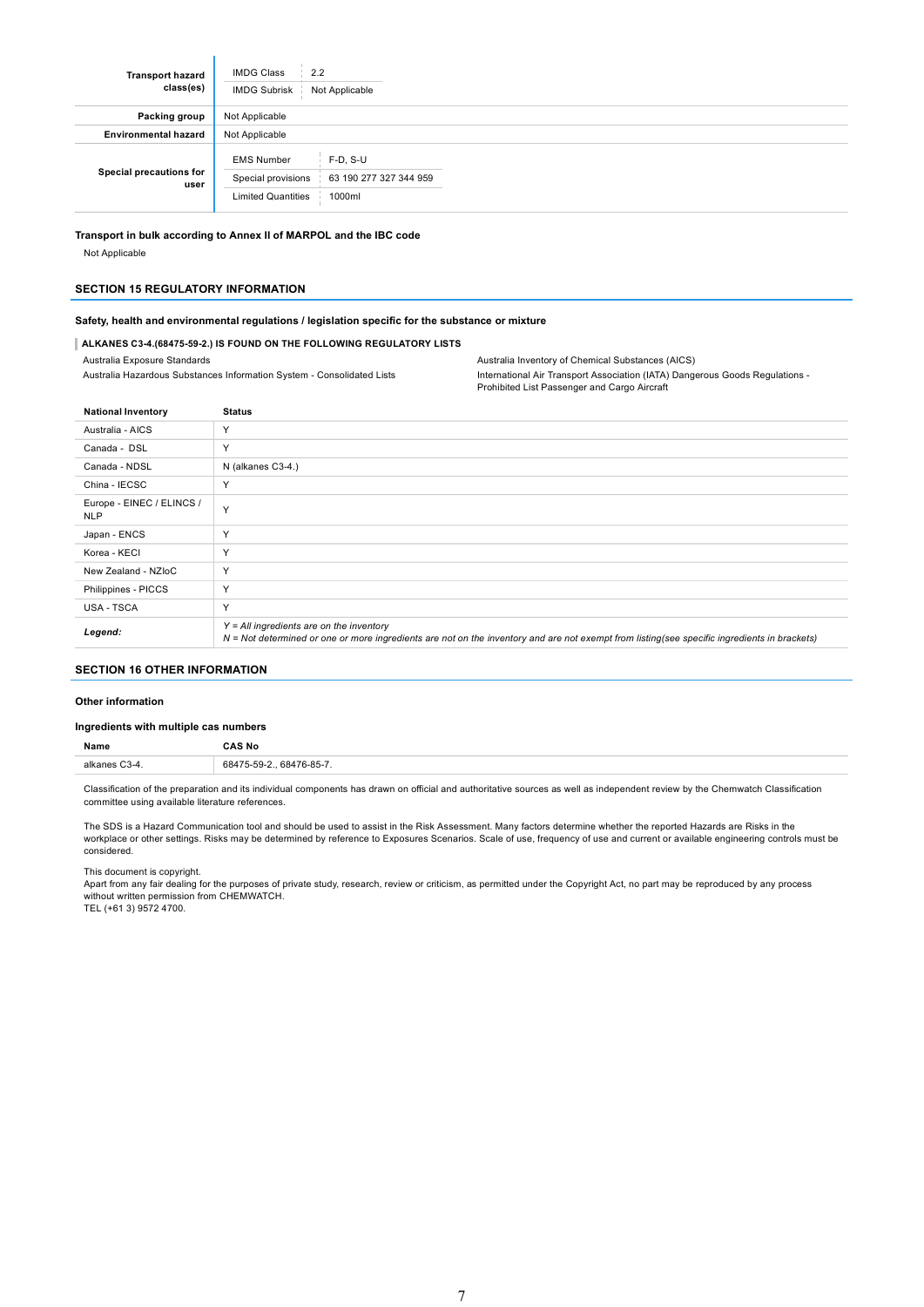| | | |
|---|---|---|
| **Transport hazard class(es)** | IMDG Class | 2.2 |
| | IMDG Subrisk | Not Applicable |
| **Packing group** | Not Applicable | |
| **Environmental hazard** | Not Applicable | |
| **Special precautions for user** | EMS Number | F-D, S-U |
| | Special provisions | 63 190 277 327 344 959 |
| | Limited Quantities | 1000ml |

**Transport in bulk according to Annex II of MARPOL and the IBC code**

Not Applicable

## SECTION 15 REGULATORY INFORMATION

**Safety, health and environmental regulations / legislation specific for the substance or mixture**

**ALKANES C3-4.(68475-59-2.) IS FOUND ON THE FOLLOWING REGULATORY LISTS**

Australia Exposure Standards

Australia Hazardous Substances Information System - Consolidated Lists

Australia Inventory of Chemical Substances (AICS)

International Air Transport Association (IATA) Dangerous Goods Regulations - Prohibited List Passenger and Cargo Aircraft

| National Inventory | Status |
|---|---|
| Australia - AICS | Y |
| Canada - DSL | Y |
| Canada - NDSL | N (alkanes C3-4.) |
| China - IECSC | Y |
| Europe - EINEC / ELINCS / NLP | Y |
| Japan - ENCS | Y |
| Korea - KECI | Y |
| New Zealand - NZIoC | Y |
| Philippines - PICCS | Y |
| USA - TSCA | Y |
| ***Legend:*** | *Y = All ingredients are on the inventory*<br>*N = Not determined or one or more ingredients are not on the inventory and are not exempt from listing(see specific ingredients in brackets)* |

## SECTION 16 OTHER INFORMATION

**Other information**

**Ingredients with multiple cas numbers**

| Name | CAS No |
|---|---|
| alkanes C3-4. | 68475-59-2., 68476-85-7. |

Classification of the preparation and its individual components has drawn on official and authoritative sources as well as independent review by the Chemwatch Classification committee using available literature references.

The SDS is a Hazard Communication tool and should be used to assist in the Risk Assessment. Many factors determine whether the reported Hazards are Risks in the workplace or other settings. Risks may be determined by reference to Exposures Scenarios. Scale of use, frequency of use and current or available engineering controls must be considered.

This document is copyright.
Apart from any fair dealing for the purposes of private study, research, review or criticism, as permitted under the Copyright Act, no part may be reproduced by any process without written permission from CHEMWATCH.
TEL (+61 3) 9572 4700.